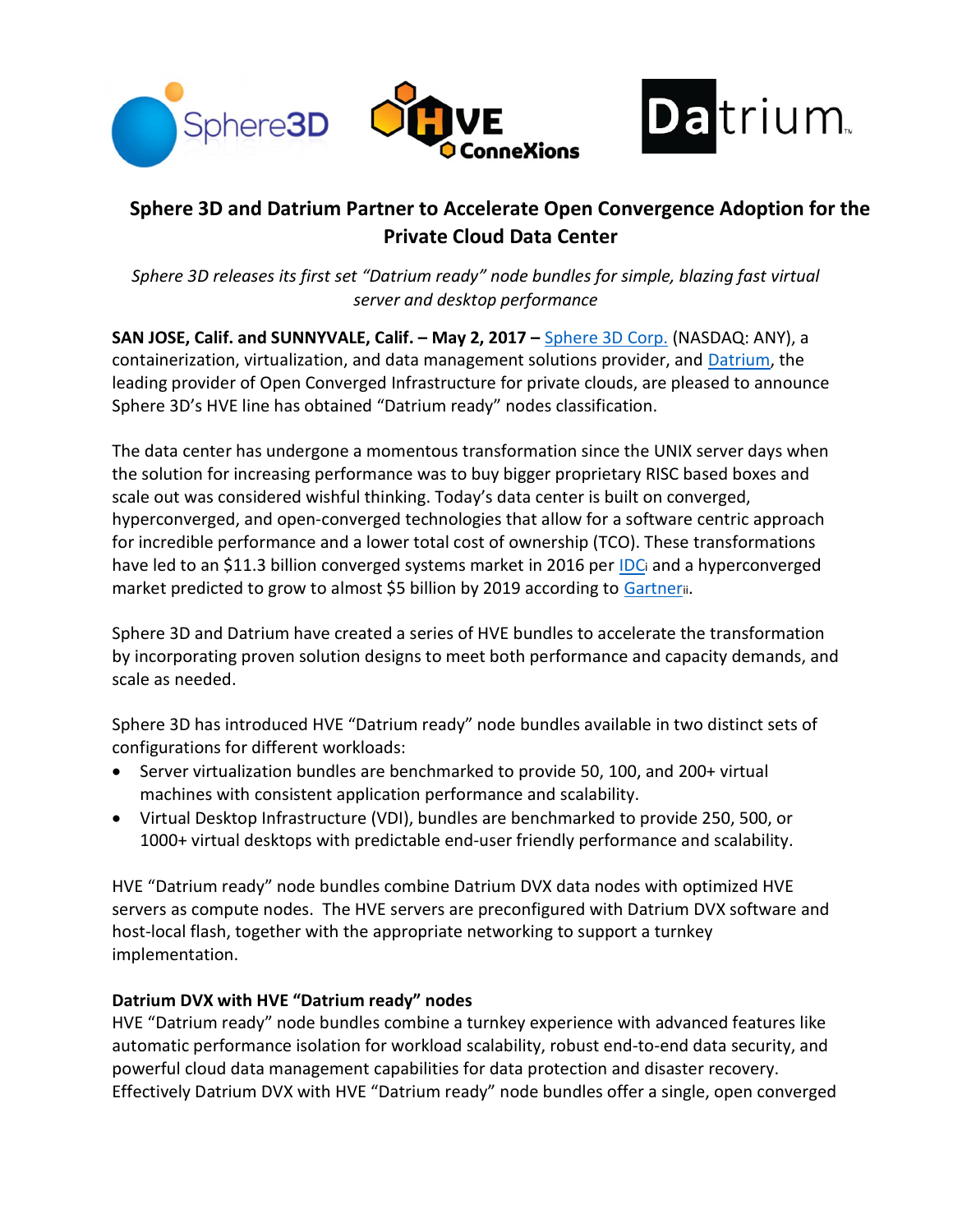# Sphere 3D and Datrium Partner to Accelerate Open Convergence Adoption for the Private Cloud Data Center

*Sphere 3D releases its first set "Datrium ready" node bundles for simple, blazing fast virtual server and desktop performance*

**SAN JOSE, Calif. and SUNNYVALE, Calif. – May 2, 2017 –** Sphere 3D Corp. (NASDAQ: ANY), a containerization, virtualization, and data management solutions provider, and Datrium, the leading provider of Open Converged Infrastructure for private clouds, are pleased to announce Sphere 3D's HVE line has obtained "Datrium ready" nodes classification.

The data center has undergone a momentous transformation since the UNIX server days when the solution for increasing performance was to buy bigger proprietary RISC based boxes and scale out was considered wishful thinking. Today's data center is built on converged, hyperconverged, and open-converged technologies that allow for a software centric approach for incredible performance and a lower total cost of ownership (TCO). These transformations have led to an $11.3 billion converged systems market in 2016 per IDC[i] and a hyperconverged market predicted to grow to almost $5 billion by 2019 according to Gartner[ii].

Sphere 3D and Datrium have created a series of HVE bundles to accelerate the transformation by incorporating proven solution designs to meet both performance and capacity demands, and scale as needed.

Sphere 3D has introduced HVE "Datrium ready" node bundles available in two distinct sets of configurations for different workloads:

- Server virtualization bundles are benchmarked to provide 50, 100, and 200+ virtual machines with consistent application performance and scalability.
- Virtual Desktop Infrastructure (VDI), bundles are benchmarked to provide 250, 500, or 1000+ virtual desktops with predictable end-user friendly performance and scalability.

HVE "Datrium ready" node bundles combine Datrium DVX data nodes with optimized HVE servers as compute nodes. The HVE servers are preconfigured with Datrium DVX software and host-local flash, together with the appropriate networking to support a turnkey implementation.

**Datrium DVX with HVE "Datrium ready" nodes**

HVE "Datrium ready" node bundles combine a turnkey experience with advanced features like automatic performance isolation for workload scalability, robust end-to-end data security, and powerful cloud data management capabilities for data protection and disaster recovery. Effectively Datrium DVX with HVE "Datrium ready" node bundles offer a single, open converged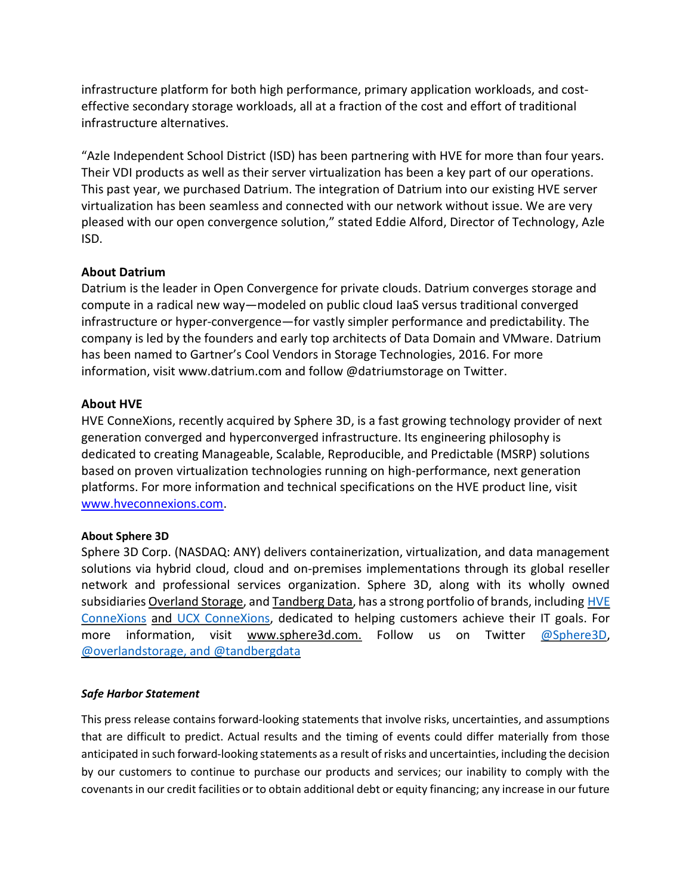infrastructure platform for both high performance, primary application workloads, and cost-effective secondary storage workloads, all at a fraction of the cost and effort of traditional infrastructure alternatives.

"Azle Independent School District (ISD) has been partnering with HVE for more than four years. Their VDI products as well as their server virtualization has been a key part of our operations. This past year, we purchased Datrium. The integration of Datrium into our existing HVE server virtualization has been seamless and connected with our network without issue. We are very pleased with our open convergence solution," stated Eddie Alford, Director of Technology, Azle ISD.

**About Datrium**

Datrium is the leader in Open Convergence for private clouds. Datrium converges storage and compute in a radical new way—modeled on public cloud IaaS versus traditional converged infrastructure or hyper-convergence—for vastly simpler performance and predictability. The company is led by the founders and early top architects of Data Domain and VMware. Datrium has been named to Gartner's Cool Vendors in Storage Technologies, 2016. For more information, visit www.datrium.com and follow @datriumstorage on Twitter.

**About HVE**

HVE ConneXions, recently acquired by Sphere 3D, is a fast growing technology provider of next generation converged and hyperconverged infrastructure. Its engineering philosophy is dedicated to creating Manageable, Scalable, Reproducible, and Predictable (MSRP) solutions based on proven virtualization technologies running on high-performance, next generation platforms. For more information and technical specifications on the HVE product line, visit www.hveconnexions.com.

**About Sphere 3D**

Sphere 3D Corp. (NASDAQ: ANY) delivers containerization, virtualization, and data management solutions via hybrid cloud, cloud and on-premises implementations through its global reseller network and professional services organization. Sphere 3D, along with its wholly owned subsidiaries Overland Storage, and Tandberg Data, has a strong portfolio of brands, including HVE ConneXions and UCX ConneXions, dedicated to helping customers achieve their IT goals. For more information, visit www.sphere3d.com. Follow us on Twitter @Sphere3D, @overlandstorage, and @tandbergdata

***Safe Harbor Statement***

This press release contains forward-looking statements that involve risks, uncertainties, and assumptions that are difficult to predict. Actual results and the timing of events could differ materially from those anticipated in such forward-looking statements as a result of risks and uncertainties, including the decision by our customers to continue to purchase our products and services; our inability to comply with the covenants in our credit facilities or to obtain additional debt or equity financing; any increase in our future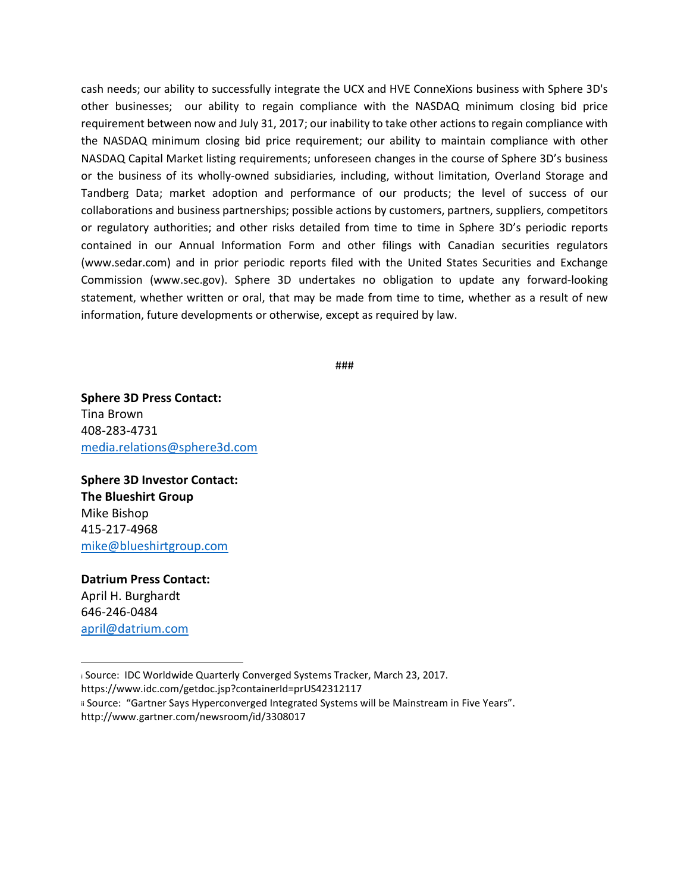cash needs; our ability to successfully integrate the UCX and HVE ConneXions business with Sphere 3D's other businesses; our ability to regain compliance with the NASDAQ minimum closing bid price requirement between now and July 31, 2017; our inability to take other actions to regain compliance with the NASDAQ minimum closing bid price requirement; our ability to maintain compliance with other NASDAQ Capital Market listing requirements; unforeseen changes in the course of Sphere 3D's business or the business of its wholly-owned subsidiaries, including, without limitation, Overland Storage and Tandberg Data; market adoption and performance of our products; the level of success of our collaborations and business partnerships; possible actions by customers, partners, suppliers, competitors or regulatory authorities; and other risks detailed from time to time in Sphere 3D's periodic reports contained in our Annual Information Form and other filings with Canadian securities regulators (www.sedar.com) and in prior periodic reports filed with the United States Securities and Exchange Commission (www.sec.gov). Sphere 3D undertakes no obligation to update any forward-looking statement, whether written or oral, that may be made from time to time, whether as a result of new information, future developments or otherwise, except as required by law.

###

**Sphere 3D Press Contact:**
Tina Brown
408-283-4731
media.relations@sphere3d.com

**Sphere 3D Investor Contact:**
**The Blueshirt Group**
Mike Bishop
415-217-4968
mike@blueshirtgroup.com

**Datrium Press Contact:**
April H. Burghardt
646-246-0484
april@datrium.com

---

[i] Source: IDC Worldwide Quarterly Converged Systems Tracker, March 23, 2017.
https://www.idc.com/getdoc.jsp?containerId=prUS42312117

[ii] Source: "Gartner Says Hyperconverged Integrated Systems will be Mainstream in Five Years".
http://www.gartner.com/newsroom/id/3308017